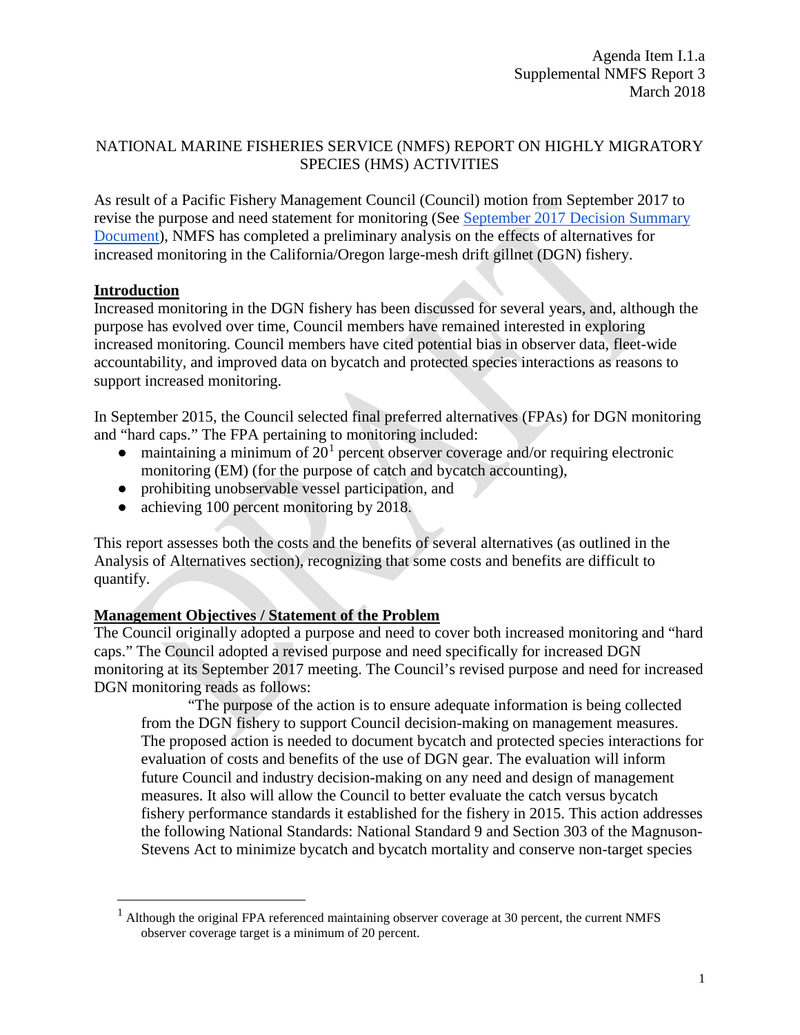Agenda Item I.1.a
Supplemental NMFS Report 3
March 2018

# NATIONAL MARINE FISHERIES SERVICE (NMFS) REPORT ON HIGHLY MIGRATORY SPECIES (HMS) ACTIVITIES

As result of a Pacific Fishery Management Council (Council) motion from September 2017 to revise the purpose and need statement for monitoring (See September 2017 Decision Summary Document), NMFS has completed a preliminary analysis on the effects of alternatives for increased monitoring in the California/Oregon large-mesh drift gillnet (DGN) fishery.

## Introduction

Increased monitoring in the DGN fishery has been discussed for several years, and, although the purpose has evolved over time, Council members have remained interested in exploring increased monitoring. Council members have cited potential bias in observer data, fleet-wide accountability, and improved data on bycatch and protected species interactions as reasons to support increased monitoring.

In September 2015, the Council selected final preferred alternatives (FPAs) for DGN monitoring and "hard caps." The FPA pertaining to monitoring included:

- maintaining a minimum of 20[1] percent observer coverage and/or requiring electronic monitoring (EM) (for the purpose of catch and bycatch accounting),
- prohibiting unobservable vessel participation, and
- achieving 100 percent monitoring by 2018.

This report assesses both the costs and the benefits of several alternatives (as outlined in the Analysis of Alternatives section), recognizing that some costs and benefits are difficult to quantify.

## Management Objectives / Statement of the Problem

The Council originally adopted a purpose and need to cover both increased monitoring and "hard caps." The Council adopted a revised purpose and need specifically for increased DGN monitoring at its September 2017 meeting. The Council's revised purpose and need for increased DGN monitoring reads as follows:

> "The purpose of the action is to ensure adequate information is being collected from the DGN fishery to support Council decision-making on management measures. The proposed action is needed to document bycatch and protected species interactions for evaluation of costs and benefits of the use of DGN gear. The evaluation will inform future Council and industry decision-making on any need and design of management measures. It also will allow the Council to better evaluate the catch versus bycatch fishery performance standards it established for the fishery in 2015. This action addresses the following National Standards: National Standard 9 and Section 303 of the Magnuson-Stevens Act to minimize bycatch and bycatch mortality and conserve non-target species

[1] Although the original FPA referenced maintaining observer coverage at 30 percent, the current NMFS observer coverage target is a minimum of 20 percent.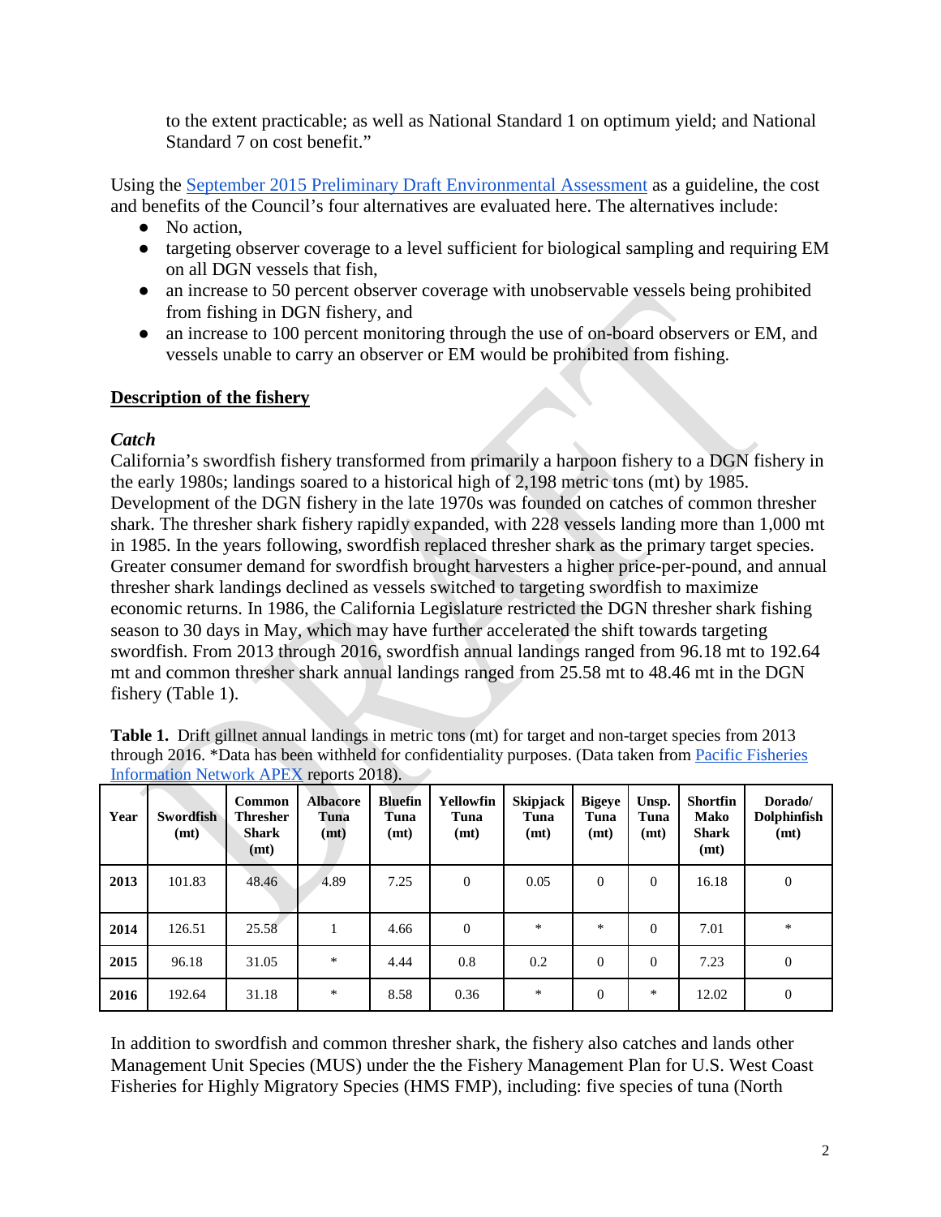to the extent practicable; as well as National Standard 1 on optimum yield; and National Standard 7 on cost benefit."

Using the [September 2015 Preliminary Draft Environmental Assessment] as a guideline, the cost and benefits of the Council's four alternatives are evaluated here. The alternatives include:

- No action,
- targeting observer coverage to a level sufficient for biological sampling and requiring EM on all DGN vessels that fish,
- an increase to 50 percent observer coverage with unobservable vessels being prohibited from fishing in DGN fishery, and
- an increase to 100 percent monitoring through the use of on-board observers or EM, and vessels unable to carry an observer or EM would be prohibited from fishing.

## Description of the fishery

### *Catch*

California's swordfish fishery transformed from primarily a harpoon fishery to a DGN fishery in the early 1980s; landings soared to a historical high of 2,198 metric tons (mt) by 1985. Development of the DGN fishery in the late 1970s was founded on catches of common thresher shark. The thresher shark fishery rapidly expanded, with 228 vessels landing more than 1,000 mt in 1985. In the years following, swordfish replaced thresher shark as the primary target species. Greater consumer demand for swordfish brought harvesters a higher price-per-pound, and annual thresher shark landings declined as vessels switched to targeting swordfish to maximize economic returns. In 1986, the California Legislature restricted the DGN thresher shark fishing season to 30 days in May, which may have further accelerated the shift towards targeting swordfish. From 2013 through 2016, swordfish annual landings ranged from 96.18 mt to 192.64 mt and common thresher shark annual landings ranged from 25.58 mt to 48.46 mt in the DGN fishery (Table 1).

**Table 1.** Drift gillnet annual landings in metric tons (mt) for target and non-target species from 2013 through 2016. *Data has been withheld for confidentiality purposes. (Data taken from Pacific Fisheries Information Network APEX reports 2018).

| Year | Swordfish (mt) | Common Thresher Shark (mt) | Albacore Tuna (mt) | Bluefin Tuna (mt) | Yellowfin Tuna (mt) | Skipjack Tuna (mt) | Bigeye Tuna (mt) | Unsp. Tuna (mt) | Shortfin Mako Shark (mt) | Dorado/ Dolphinfish (mt) |
|---|---|---|---|---|---|---|---|---|---|---|
| **2013** | 101.83 | 48.46 | 4.89 | 7.25 | 0 | 0.05 | 0 | 0 | 16.18 | 0 |
| **2014** | 126.51 | 25.58 | 1 | 4.66 | 0 | * | * | 0 | 7.01 | * |
| **2015** | 96.18 | 31.05 | * | 4.44 | 0.8 | 0.2 | 0 | 0 | 7.23 | 0 |
| **2016** | 192.64 | 31.18 | * | 8.58 | 0.36 | * | 0 | * | 12.02 | 0 |

In addition to swordfish and common thresher shark, the fishery also catches and lands other Management Unit Species (MUS) under the the Fishery Management Plan for U.S. West Coast Fisheries for Highly Migratory Species (HMS FMP), including: five species of tuna (North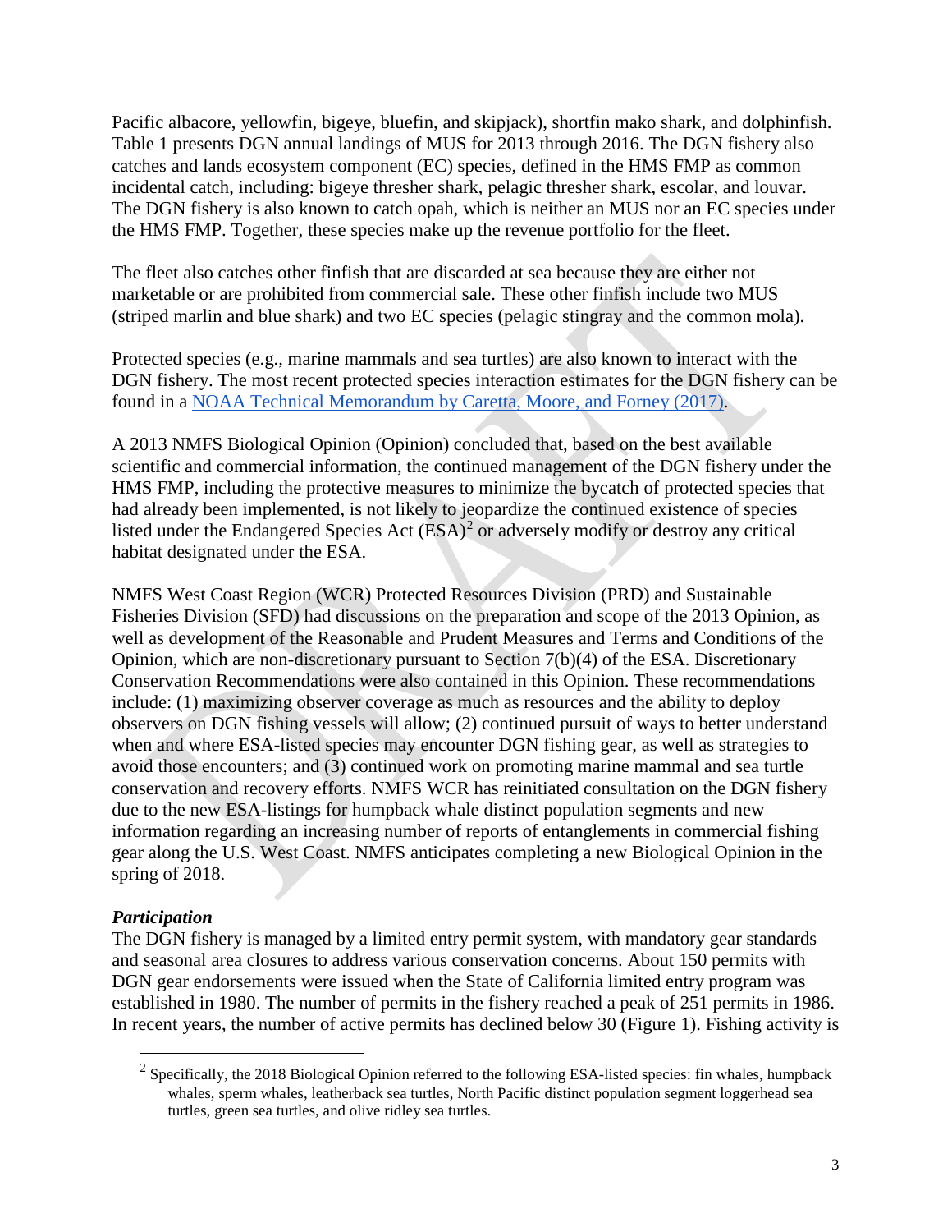Pacific albacore, yellowfin, bigeye, bluefin, and skipjack), shortfin mako shark, and dolphinfish. Table 1 presents DGN annual landings of MUS for 2013 through 2016. The DGN fishery also catches and lands ecosystem component (EC) species, defined in the HMS FMP as common incidental catch, including: bigeye thresher shark, pelagic thresher shark, escolar, and louvar. The DGN fishery is also known to catch opah, which is neither an MUS nor an EC species under the HMS FMP. Together, these species make up the revenue portfolio for the fleet.

The fleet also catches other finfish that are discarded at sea because they are either not marketable or are prohibited from commercial sale. These other finfish include two MUS (striped marlin and blue shark) and two EC species (pelagic stingray and the common mola).

Protected species (e.g., marine mammals and sea turtles) are also known to interact with the DGN fishery. The most recent protected species interaction estimates for the DGN fishery can be found in a [NOAA Technical Memorandum by Caretta, Moore, and Forney (2017)](#).

A 2013 NMFS Biological Opinion (Opinion) concluded that, based on the best available scientific and commercial information, the continued management of the DGN fishery under the HMS FMP, including the protective measures to minimize the bycatch of protected species that had already been implemented, is not likely to jeopardize the continued existence of species listed under the Endangered Species Act (ESA)[2] or adversely modify or destroy any critical habitat designated under the ESA.

NMFS West Coast Region (WCR) Protected Resources Division (PRD) and Sustainable Fisheries Division (SFD) had discussions on the preparation and scope of the 2013 Opinion, as well as development of the Reasonable and Prudent Measures and Terms and Conditions of the Opinion, which are non-discretionary pursuant to Section 7(b)(4) of the ESA. Discretionary Conservation Recommendations were also contained in this Opinion. These recommendations include: (1) maximizing observer coverage as much as resources and the ability to deploy observers on DGN fishing vessels will allow; (2) continued pursuit of ways to better understand when and where ESA-listed species may encounter DGN fishing gear, as well as strategies to avoid those encounters; and (3) continued work on promoting marine mammal and sea turtle conservation and recovery efforts. NMFS WCR has reinitiated consultation on the DGN fishery due to the new ESA-listings for humpback whale distinct population segments and new information regarding an increasing number of reports of entanglements in commercial fishing gear along the U.S. West Coast. NMFS anticipates completing a new Biological Opinion in the spring of 2018.

***Participation***

The DGN fishery is managed by a limited entry permit system, with mandatory gear standards and seasonal area closures to address various conservation concerns. About 150 permits with DGN gear endorsements were issued when the State of California limited entry program was established in 1980. The number of permits in the fishery reached a peak of 251 permits in 1986. In recent years, the number of active permits has declined below 30 (Figure 1). Fishing activity is

---

[2] Specifically, the 2018 Biological Opinion referred to the following ESA-listed species: fin whales, humpback whales, sperm whales, leatherback sea turtles, North Pacific distinct population segment loggerhead sea turtles, green sea turtles, and olive ridley sea turtles.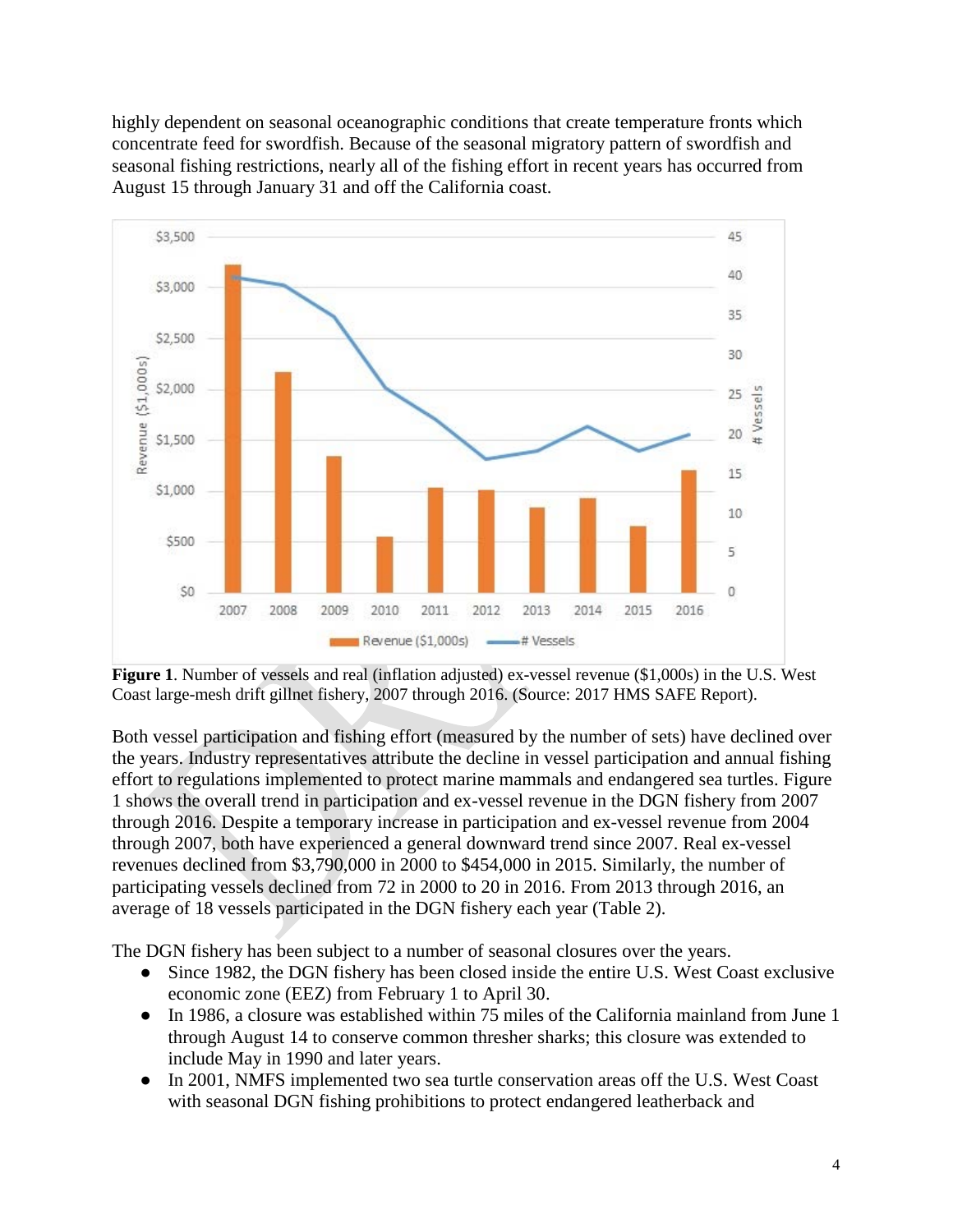highly dependent on seasonal oceanographic conditions that create temperature fronts which concentrate feed for swordfish. Because of the seasonal migratory pattern of swordfish and seasonal fishing restrictions, nearly all of the fishing effort in recent years has occurred from August 15 through January 31 and off the California coast.

**Figure 1**. Number of vessels and real (inflation adjusted) ex-vessel revenue ($1,000s) in the U.S. West Coast large-mesh drift gillnet fishery, 2007 through 2016. (Source: 2017 HMS SAFE Report).

Both vessel participation and fishing effort (measured by the number of sets) have declined over the years. Industry representatives attribute the decline in vessel participation and annual fishing effort to regulations implemented to protect marine mammals and endangered sea turtles. Figure 1 shows the overall trend in participation and ex-vessel revenue in the DGN fishery from 2007 through 2016. Despite a temporary increase in participation and ex-vessel revenue from 2004 through 2007, both have experienced a general downward trend since 2007. Real ex-vessel revenues declined from $3,790,000 in 2000 to $454,000 in 2015. Similarly, the number of participating vessels declined from 72 in 2000 to 20 in 2016. From 2013 through 2016, an average of 18 vessels participated in the DGN fishery each year (Table 2).

The DGN fishery has been subject to a number of seasonal closures over the years.

- Since 1982, the DGN fishery has been closed inside the entire U.S. West Coast exclusive economic zone (EEZ) from February 1 to April 30.
- In 1986, a closure was established within 75 miles of the California mainland from June 1 through August 14 to conserve common thresher sharks; this closure was extended to include May in 1990 and later years.
- In 2001, NMFS implemented two sea turtle conservation areas off the U.S. West Coast with seasonal DGN fishing prohibitions to protect endangered leatherback and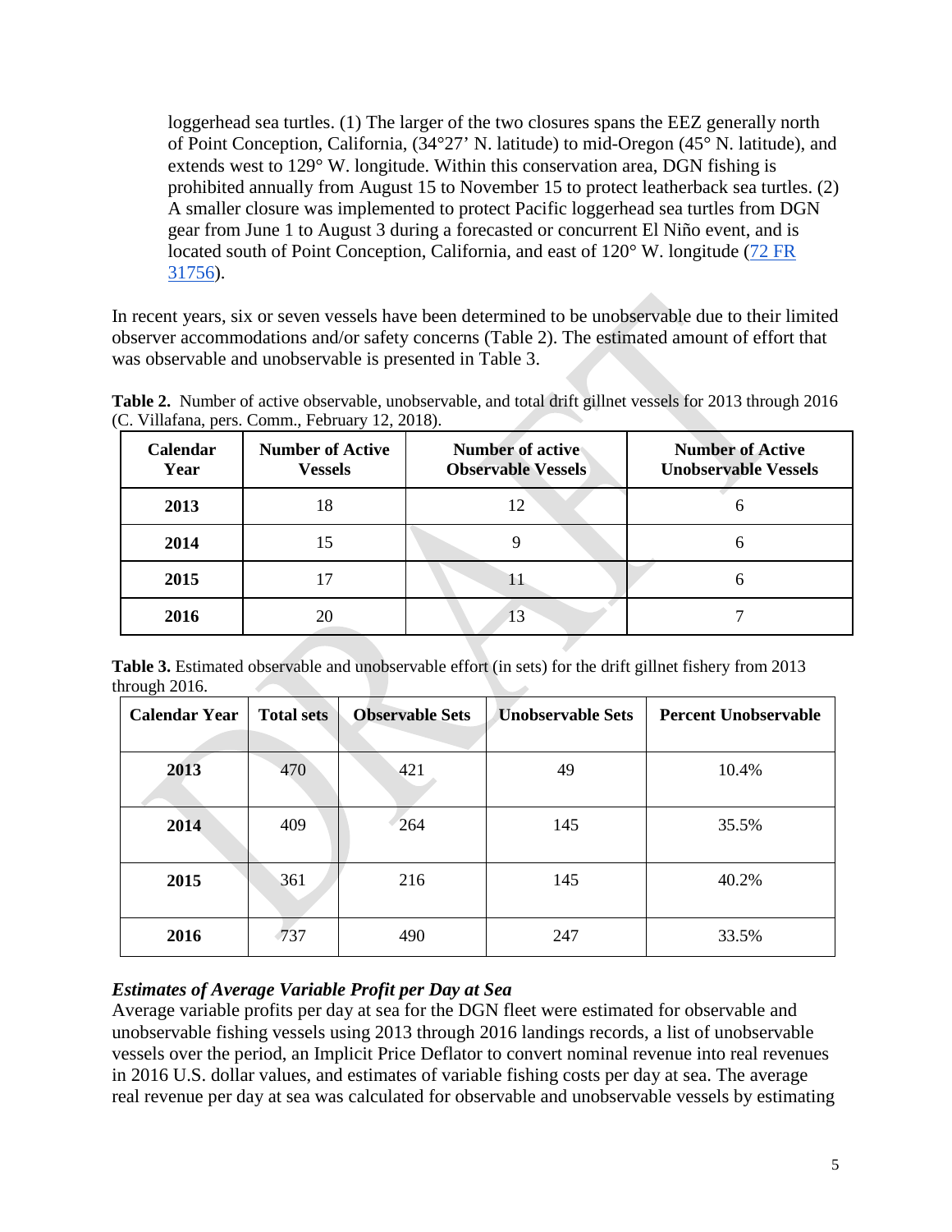loggerhead sea turtles. (1) The larger of the two closures spans the EEZ generally north of Point Conception, California, (34°27' N. latitude) to mid-Oregon (45° N. latitude), and extends west to 129° W. longitude. Within this conservation area, DGN fishing is prohibited annually from August 15 to November 15 to protect leatherback sea turtles. (2) A smaller closure was implemented to protect Pacific loggerhead sea turtles from DGN gear from June 1 to August 3 during a forecasted or concurrent El Niño event, and is located south of Point Conception, California, and east of 120° W. longitude (72 FR 31756).

In recent years, six or seven vessels have been determined to be unobservable due to their limited observer accommodations and/or safety concerns (Table 2). The estimated amount of effort that was observable and unobservable is presented in Table 3.

**Table 2.** Number of active observable, unobservable, and total drift gillnet vessels for 2013 through 2016 (C. Villafana, pers. Comm., February 12, 2018).

| Calendar Year | Number of Active Vessels | Number of active Observable Vessels | Number of Active Unobservable Vessels |
|---|---|---|---|
| 2013 | 18 | 12 | 6 |
| 2014 | 15 | 9 | 6 |
| 2015 | 17 | 11 | 6 |
| 2016 | 20 | 13 | 7 |

**Table 3.** Estimated observable and unobservable effort (in sets) for the drift gillnet fishery from 2013 through 2016.

| Calendar Year | Total sets | Observable Sets | Unobservable Sets | Percent Unobservable |
|---|---|---|---|---|
| 2013 | 470 | 421 | 49 | 10.4% |
| 2014 | 409 | 264 | 145 | 35.5% |
| 2015 | 361 | 216 | 145 | 40.2% |
| 2016 | 737 | 490 | 247 | 33.5% |

***Estimates of Average Variable Profit per Day at Sea***

Average variable profits per day at sea for the DGN fleet were estimated for observable and unobservable fishing vessels using 2013 through 2016 landings records, a list of unobservable vessels over the period, an Implicit Price Deflator to convert nominal revenue into real revenues in 2016 U.S. dollar values, and estimates of variable fishing costs per day at sea. The average real revenue per day at sea was calculated for observable and unobservable vessels by estimating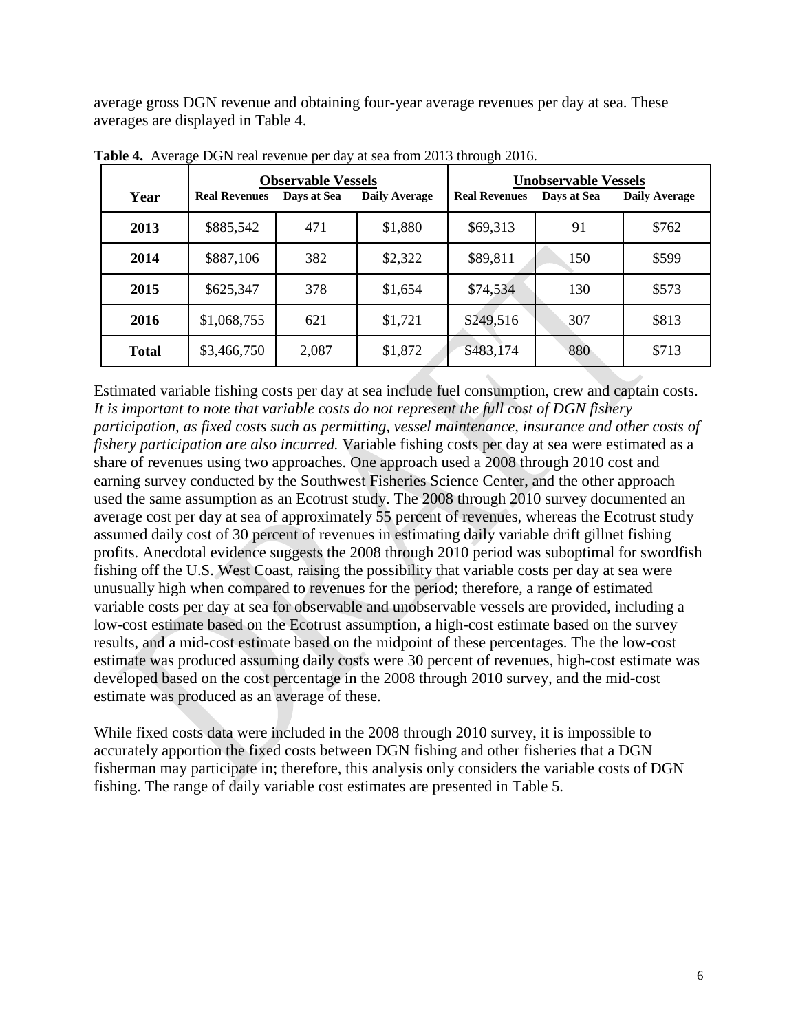average gross DGN revenue and obtaining four-year average revenues per day at sea. These averages are displayed in Table 4.

**Table 4.** Average DGN real revenue per day at sea from 2013 through 2016.

| Year | Observable Vessels | | | Unobservable Vessels | | |
|---|---|---|---|---|---|---|
| | Real Revenues | Days at Sea | Daily Average | Real Revenues | Days at Sea | Daily Average |
| **2013** | \$885,542 | 471 | \$1,880 | \$69,313 | 91 | \$762 |
| **2014** | \$887,106 | 382 | \$2,322 | \$89,811 | 150 | \$599 |
| **2015** | \$625,347 | 378 | \$1,654 | \$74,534 | 130 | \$573 |
| **2016** | \$1,068,755 | 621 | \$1,721 | \$249,516 | 307 | \$813 |
| **Total** | \$3,466,750 | 2,087 | \$1,872 | \$483,174 | 880 | \$713 |

Estimated variable fishing costs per day at sea include fuel consumption, crew and captain costs. *It is important to note that variable costs do not represent the full cost of DGN fishery participation, as fixed costs such as permitting, vessel maintenance, insurance and other costs of fishery participation are also incurred.* Variable fishing costs per day at sea were estimated as a share of revenues using two approaches. One approach used a 2008 through 2010 cost and earning survey conducted by the Southwest Fisheries Science Center, and the other approach used the same assumption as an Ecotrust study. The 2008 through 2010 survey documented an average cost per day at sea of approximately 55 percent of revenues, whereas the Ecotrust study assumed daily cost of 30 percent of revenues in estimating daily variable drift gillnet fishing profits. Anecdotal evidence suggests the 2008 through 2010 period was suboptimal for swordfish fishing off the U.S. West Coast, raising the possibility that variable costs per day at sea were unusually high when compared to revenues for the period; therefore, a range of estimated variable costs per day at sea for observable and unobservable vessels are provided, including a low-cost estimate based on the Ecotrust assumption, a high-cost estimate based on the survey results, and a mid-cost estimate based on the midpoint of these percentages. The the low-cost estimate was produced assuming daily costs were 30 percent of revenues, high-cost estimate was developed based on the cost percentage in the 2008 through 2010 survey, and the mid-cost estimate was produced as an average of these.

While fixed costs data were included in the 2008 through 2010 survey, it is impossible to accurately apportion the fixed costs between DGN fishing and other fisheries that a DGN fisherman may participate in; therefore, this analysis only considers the variable costs of DGN fishing. The range of daily variable cost estimates are presented in Table 5.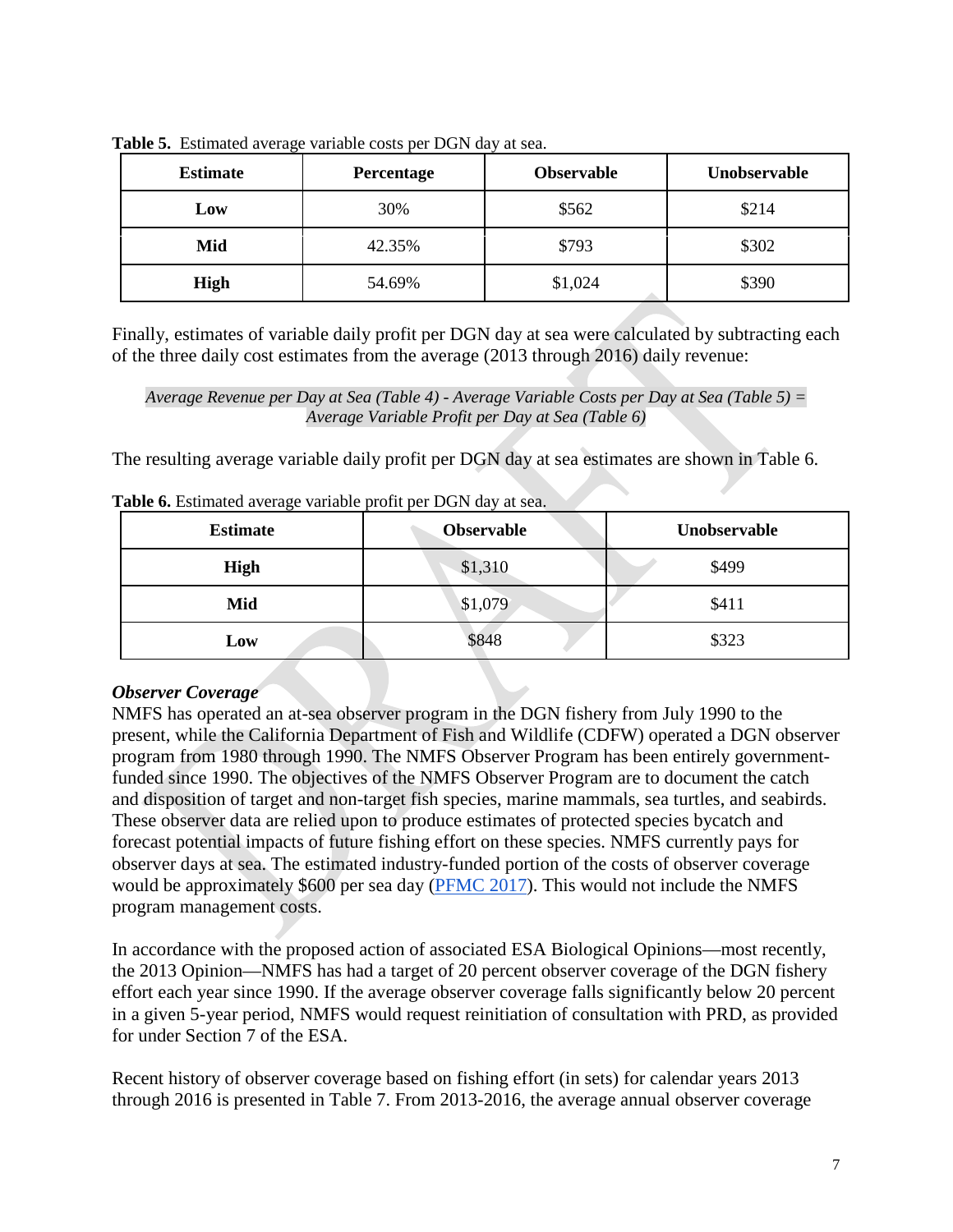**Table 5.** Estimated average variable costs per DGN day at sea.

| Estimate | Percentage | Observable | Unobservable |
|---|---|---|---|
| **Low** | 30% | $562 | $214 |
| **Mid** | 42.35% | $793 | $302 |
| **High** | 54.69% | $1,024 | $390 |

Finally, estimates of variable daily profit per DGN day at sea were calculated by subtracting each of the three daily cost estimates from the average (2013 through 2016) daily revenue:

*Average Revenue per Day at Sea (Table 4) - Average Variable Costs per Day at Sea (Table 5) = Average Variable Profit per Day at Sea (Table 6)*

The resulting average variable daily profit per DGN day at sea estimates are shown in Table 6.

**Table 6.** Estimated average variable profit per DGN day at sea.

| Estimate | Observable | Unobservable |
|---|---|---|
| **High** | $1,310 | $499 |
| **Mid** | $1,079 | $411 |
| **Low** | $848 | $323 |

***Observer Coverage***

NMFS has operated an at-sea observer program in the DGN fishery from July 1990 to the present, while the California Department of Fish and Wildlife (CDFW) operated a DGN observer program from 1980 through 1990. The NMFS Observer Program has been entirely government-funded since 1990. The objectives of the NMFS Observer Program are to document the catch and disposition of target and non-target fish species, marine mammals, sea turtles, and seabirds. These observer data are relied upon to produce estimates of protected species bycatch and forecast potential impacts of future fishing effort on these species. NMFS currently pays for observer days at sea. The estimated industry-funded portion of the costs of observer coverage would be approximately $600 per sea day (PFMC 2017). This would not include the NMFS program management costs.

In accordance with the proposed action of associated ESA Biological Opinions—most recently, the 2013 Opinion—NMFS has had a target of 20 percent observer coverage of the DGN fishery effort each year since 1990. If the average observer coverage falls significantly below 20 percent in a given 5-year period, NMFS would request reinitiation of consultation with PRD, as provided for under Section 7 of the ESA.

Recent history of observer coverage based on fishing effort (in sets) for calendar years 2013 through 2016 is presented in Table 7. From 2013-2016, the average annual observer coverage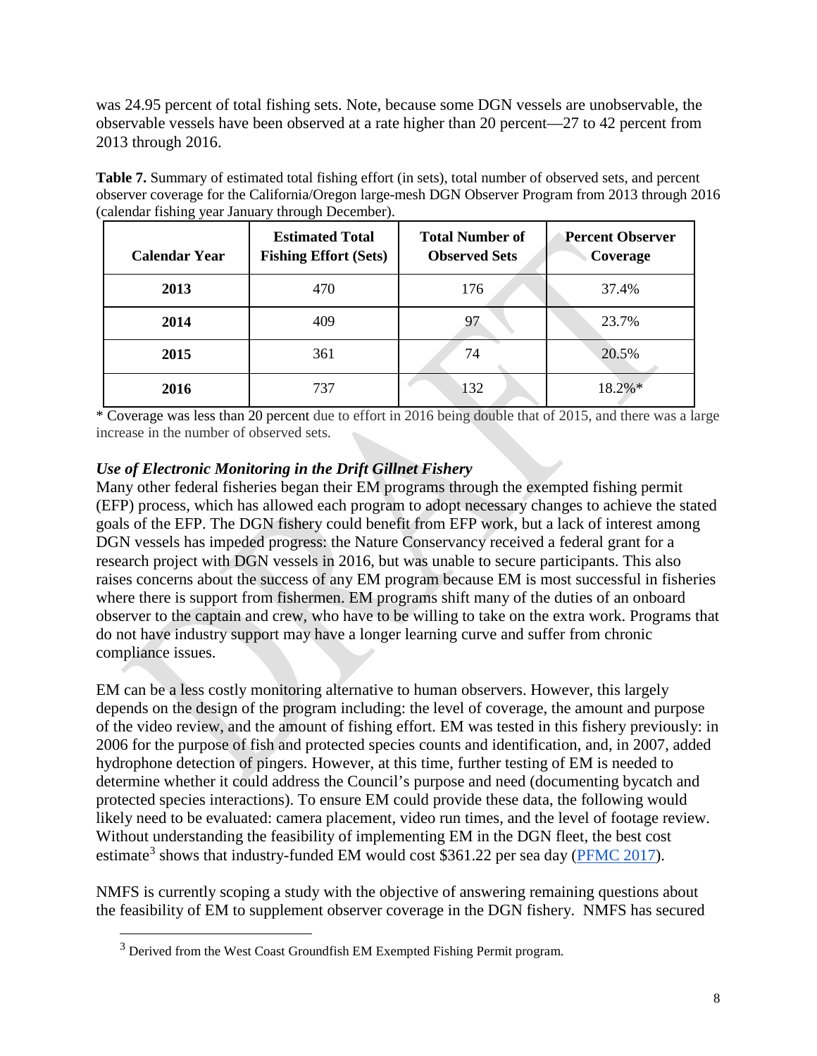was 24.95 percent of total fishing sets. Note, because some DGN vessels are unobservable, the observable vessels have been observed at a rate higher than 20 percent—27 to 42 percent from 2013 through 2016.

**Table 7.** Summary of estimated total fishing effort (in sets), total number of observed sets, and percent observer coverage for the California/Oregon large-mesh DGN Observer Program from 2013 through 2016 (calendar fishing year January through December).

| Calendar Year | Estimated Total Fishing Effort (Sets) | Total Number of Observed Sets | Percent Observer Coverage |
|---|---|---|---|
| **2013** | 470 | 176 | 37.4% |
| **2014** | 409 | 97 | 23.7% |
| **2015** | 361 | 74 | 20.5% |
| **2016** | 737 | 132 | 18.2%* |

\* Coverage was less than 20 percent due to effort in 2016 being double that of 2015, and there was a large increase in the number of observed sets.

### *Use of Electronic Monitoring in the Drift Gillnet Fishery*

Many other federal fisheries began their EM programs through the exempted fishing permit (EFP) process, which has allowed each program to adopt necessary changes to achieve the stated goals of the EFP. The DGN fishery could benefit from EFP work, but a lack of interest among DGN vessels has impeded progress: the Nature Conservancy received a federal grant for a research project with DGN vessels in 2016, but was unable to secure participants. This also raises concerns about the success of any EM program because EM is most successful in fisheries where there is support from fishermen. EM programs shift many of the duties of an onboard observer to the captain and crew, who have to be willing to take on the extra work. Programs that do not have industry support may have a longer learning curve and suffer from chronic compliance issues.

EM can be a less costly monitoring alternative to human observers. However, this largely depends on the design of the program including: the level of coverage, the amount and purpose of the video review, and the amount of fishing effort. EM was tested in this fishery previously: in 2006 for the purpose of fish and protected species counts and identification, and, in 2007, added hydrophone detection of pingers. However, at this time, further testing of EM is needed to determine whether it could address the Council's purpose and need (documenting bycatch and protected species interactions). To ensure EM could provide these data, the following would likely need to be evaluated: camera placement, video run times, and the level of footage review. Without understanding the feasibility of implementing EM in the DGN fleet, the best cost estimate[3] shows that industry-funded EM would cost $361.22 per sea day (PFMC 2017).

NMFS is currently scoping a study with the objective of answering remaining questions about the feasibility of EM to supplement observer coverage in the DGN fishery. NMFS has secured

[3] Derived from the West Coast Groundfish EM Exempted Fishing Permit program.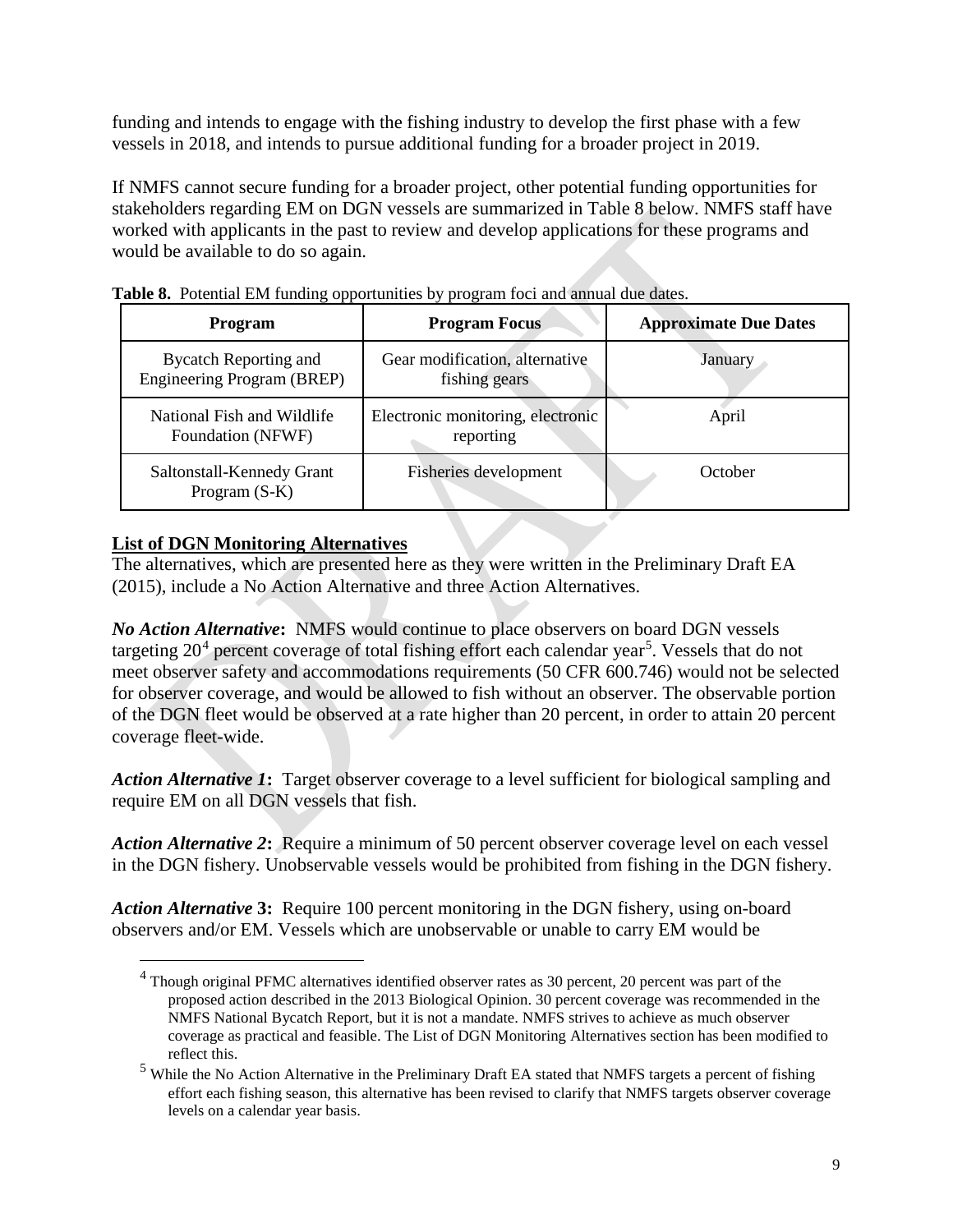funding and intends to engage with the fishing industry to develop the first phase with a few vessels in 2018, and intends to pursue additional funding for a broader project in 2019.

If NMFS cannot secure funding for a broader project, other potential funding opportunities for stakeholders regarding EM on DGN vessels are summarized in Table 8 below. NMFS staff have worked with applicants in the past to review and develop applications for these programs and would be available to do so again.

**Table 8.** Potential EM funding opportunities by program foci and annual due dates.

| Program | Program Focus | Approximate Due Dates |
|---|---|---|
| Bycatch Reporting and Engineering Program (BREP) | Gear modification, alternative fishing gears | January |
| National Fish and Wildlife Foundation (NFWF) | Electronic monitoring, electronic reporting | April |
| Saltonstall-Kennedy Grant Program (S-K) | Fisheries development | October |

**List of DGN Monitoring Alternatives**

The alternatives, which are presented here as they were written in the Preliminary Draft EA (2015), include a No Action Alternative and three Action Alternatives.

***No Action Alternative*:** NMFS would continue to place observers on board DGN vessels targeting 20[4] percent coverage of total fishing effort each calendar year[5]. Vessels that do not meet observer safety and accommodations requirements (50 CFR 600.746) would not be selected for observer coverage, and would be allowed to fish without an observer. The observable portion of the DGN fleet would be observed at a rate higher than 20 percent, in order to attain 20 percent coverage fleet-wide.

***Action Alternative 1*:** Target observer coverage to a level sufficient for biological sampling and require EM on all DGN vessels that fish.

***Action Alternative 2*:** Require a minimum of 50 percent observer coverage level on each vessel in the DGN fishery. Unobservable vessels would be prohibited from fishing in the DGN fishery.

***Action Alternative* 3:** Require 100 percent monitoring in the DGN fishery, using on-board observers and/or EM. Vessels which are unobservable or unable to carry EM would be

[4] Though original PFMC alternatives identified observer rates as 30 percent, 20 percent was part of the proposed action described in the 2013 Biological Opinion. 30 percent coverage was recommended in the NMFS National Bycatch Report, but it is not a mandate. NMFS strives to achieve as much observer coverage as practical and feasible. The List of DGN Monitoring Alternatives section has been modified to reflect this.

[5] While the No Action Alternative in the Preliminary Draft EA stated that NMFS targets a percent of fishing effort each fishing season, this alternative has been revised to clarify that NMFS targets observer coverage levels on a calendar year basis.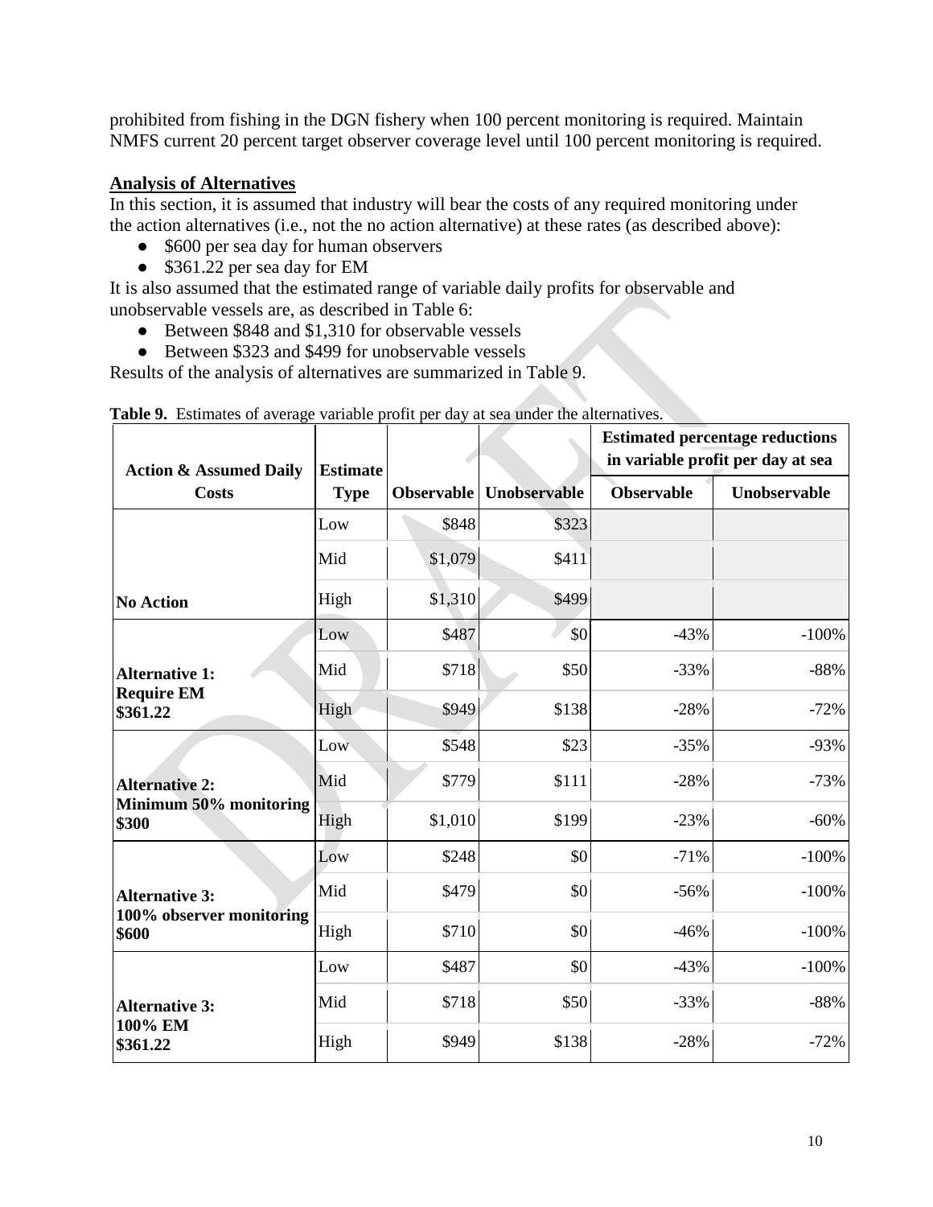prohibited from fishing in the DGN fishery when 100 percent monitoring is required. Maintain NMFS current 20 percent target observer coverage level until 100 percent monitoring is required.

**Analysis of Alternatives**

In this section, it is assumed that industry will bear the costs of any required monitoring under the action alternatives (i.e., not the no action alternative) at these rates (as described above):

- $600 per sea day for human observers
- $361.22 per sea day for EM

It is also assumed that the estimated range of variable daily profits for observable and unobservable vessels are, as described in Table 6:

- Between $848 and $1,310 for observable vessels
- Between $323 and $499 for unobservable vessels

Results of the analysis of alternatives are summarized in Table 9.

**Table 9.** Estimates of average variable profit per day at sea under the alternatives.

| Action & Assumed Daily Costs | Estimate Type | Observable | Unobservable | Estimated percentage reductions in variable profit per day at sea | |
|---|---|---|---|---|---|
| | | | | Observable | Unobservable |
| No Action | Low | $848 | $323 | | |
| | Mid | $1,079 | $411 | | |
| | High | $1,310 | $499 | | |
| Alternative 1: Require EM $361.22 | Low | $487 | $0 | -43% | -100% |
| | Mid | $718 | $50 | -33% | -88% |
| | High | $949 | $138 | -28% | -72% |
| Alternative 2: Minimum 50% monitoring $300 | Low | $548 | $23 | -35% | -93% |
| | Mid | $779 | $111 | -28% | -73% |
| | High | $1,010 | $199 | -23% | -60% |
| Alternative 3: 100% observer monitoring $600 | Low | $248 | $0 | -71% | -100% |
| | Mid | $479 | $0 | -56% | -100% |
| | High | $710 | $0 | -46% | -100% |
| Alternative 3: 100% EM $361.22 | Low | $487 | $0 | -43% | -100% |
| | Mid | $718 | $50 | -33% | -88% |
| | High | $949 | $138 | -28% | -72% |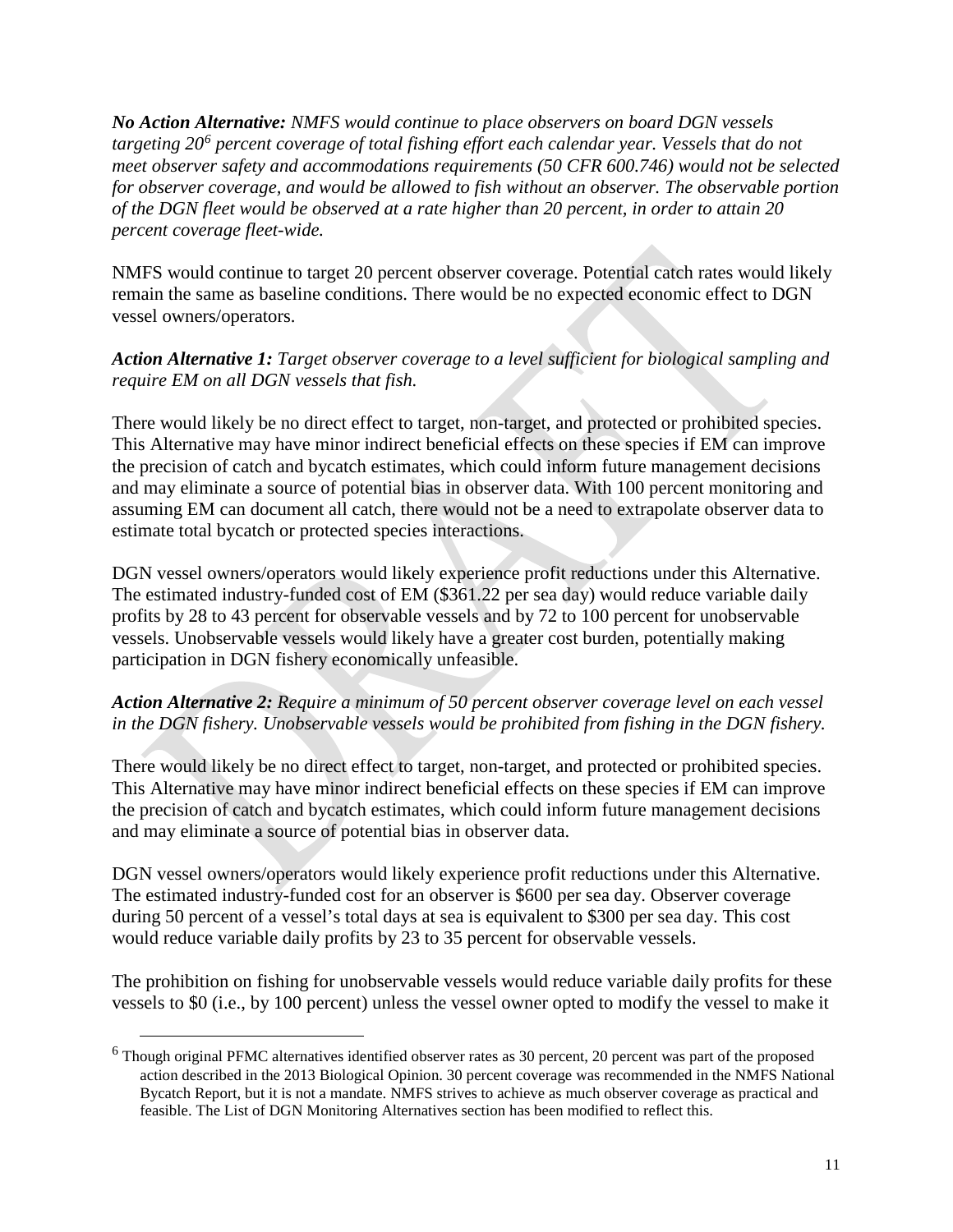***No Action Alternative:*** *NMFS would continue to place observers on board DGN vessels targeting 20[6] percent coverage of total fishing effort each calendar year. Vessels that do not meet observer safety and accommodations requirements (50 CFR 600.746) would not be selected for observer coverage, and would be allowed to fish without an observer. The observable portion of the DGN fleet would be observed at a rate higher than 20 percent, in order to attain 20 percent coverage fleet-wide.*

NMFS would continue to target 20 percent observer coverage. Potential catch rates would likely remain the same as baseline conditions. There would be no expected economic effect to DGN vessel owners/operators.

***Action Alternative 1:*** *Target observer coverage to a level sufficient for biological sampling and require EM on all DGN vessels that fish.*

There would likely be no direct effect to target, non-target, and protected or prohibited species. This Alternative may have minor indirect beneficial effects on these species if EM can improve the precision of catch and bycatch estimates, which could inform future management decisions and may eliminate a source of potential bias in observer data. With 100 percent monitoring and assuming EM can document all catch, there would not be a need to extrapolate observer data to estimate total bycatch or protected species interactions.

DGN vessel owners/operators would likely experience profit reductions under this Alternative. The estimated industry-funded cost of EM ($361.22 per sea day) would reduce variable daily profits by 28 to 43 percent for observable vessels and by 72 to 100 percent for unobservable vessels. Unobservable vessels would likely have a greater cost burden, potentially making participation in DGN fishery economically unfeasible.

***Action Alternative 2:*** *Require a minimum of 50 percent observer coverage level on each vessel in the DGN fishery. Unobservable vessels would be prohibited from fishing in the DGN fishery.*

There would likely be no direct effect to target, non-target, and protected or prohibited species. This Alternative may have minor indirect beneficial effects on these species if EM can improve the precision of catch and bycatch estimates, which could inform future management decisions and may eliminate a source of potential bias in observer data.

DGN vessel owners/operators would likely experience profit reductions under this Alternative. The estimated industry-funded cost for an observer is $600 per sea day. Observer coverage during 50 percent of a vessel's total days at sea is equivalent to $300 per sea day. This cost would reduce variable daily profits by 23 to 35 percent for observable vessels.

The prohibition on fishing for unobservable vessels would reduce variable daily profits for these vessels to $0 (i.e., by 100 percent) unless the vessel owner opted to modify the vessel to make it

---

[6] Though original PFMC alternatives identified observer rates as 30 percent, 20 percent was part of the proposed action described in the 2013 Biological Opinion. 30 percent coverage was recommended in the NMFS National Bycatch Report, but it is not a mandate. NMFS strives to achieve as much observer coverage as practical and feasible. The List of DGN Monitoring Alternatives section has been modified to reflect this.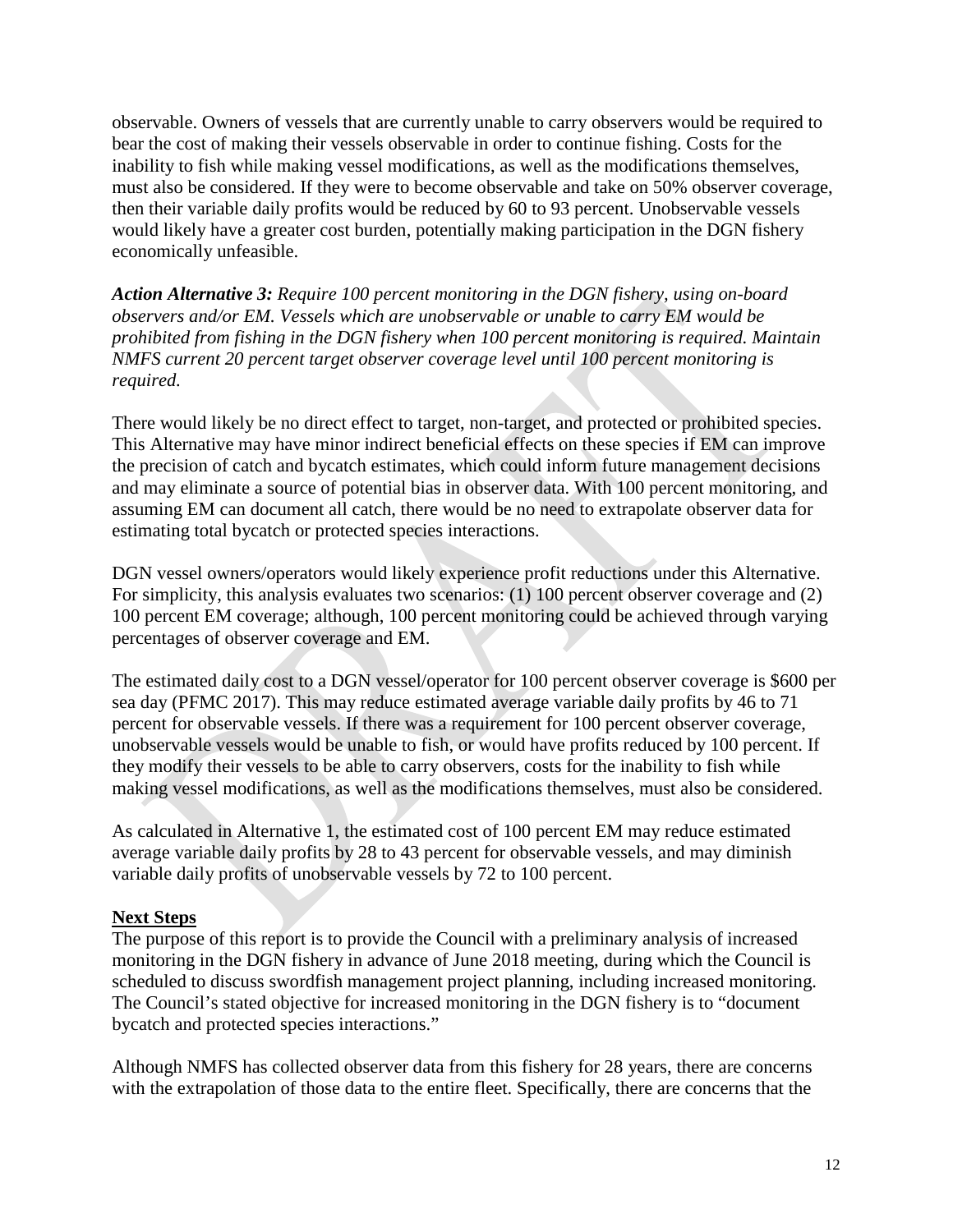observable. Owners of vessels that are currently unable to carry observers would be required to bear the cost of making their vessels observable in order to continue fishing. Costs for the inability to fish while making vessel modifications, as well as the modifications themselves, must also be considered. If they were to become observable and take on 50% observer coverage, then their variable daily profits would be reduced by 60 to 93 percent. Unobservable vessels would likely have a greater cost burden, potentially making participation in the DGN fishery economically unfeasible.

***Action Alternative 3:*** *Require 100 percent monitoring in the DGN fishery, using on-board observers and/or EM. Vessels which are unobservable or unable to carry EM would be prohibited from fishing in the DGN fishery when 100 percent monitoring is required. Maintain NMFS current 20 percent target observer coverage level until 100 percent monitoring is required.*

There would likely be no direct effect to target, non-target, and protected or prohibited species. This Alternative may have minor indirect beneficial effects on these species if EM can improve the precision of catch and bycatch estimates, which could inform future management decisions and may eliminate a source of potential bias in observer data. With 100 percent monitoring, and assuming EM can document all catch, there would be no need to extrapolate observer data for estimating total bycatch or protected species interactions.

DGN vessel owners/operators would likely experience profit reductions under this Alternative. For simplicity, this analysis evaluates two scenarios: (1) 100 percent observer coverage and (2) 100 percent EM coverage; although, 100 percent monitoring could be achieved through varying percentages of observer coverage and EM.

The estimated daily cost to a DGN vessel/operator for 100 percent observer coverage is $600 per sea day (PFMC 2017). This may reduce estimated average variable daily profits by 46 to 71 percent for observable vessels. If there was a requirement for 100 percent observer coverage, unobservable vessels would be unable to fish, or would have profits reduced by 100 percent. If they modify their vessels to be able to carry observers, costs for the inability to fish while making vessel modifications, as well as the modifications themselves, must also be considered.

As calculated in Alternative 1, the estimated cost of 100 percent EM may reduce estimated average variable daily profits by 28 to 43 percent for observable vessels, and may diminish variable daily profits of unobservable vessels by 72 to 100 percent.

**Next Steps**

The purpose of this report is to provide the Council with a preliminary analysis of increased monitoring in the DGN fishery in advance of June 2018 meeting, during which the Council is scheduled to discuss swordfish management project planning, including increased monitoring. The Council's stated objective for increased monitoring in the DGN fishery is to "document bycatch and protected species interactions."

Although NMFS has collected observer data from this fishery for 28 years, there are concerns with the extrapolation of those data to the entire fleet. Specifically, there are concerns that the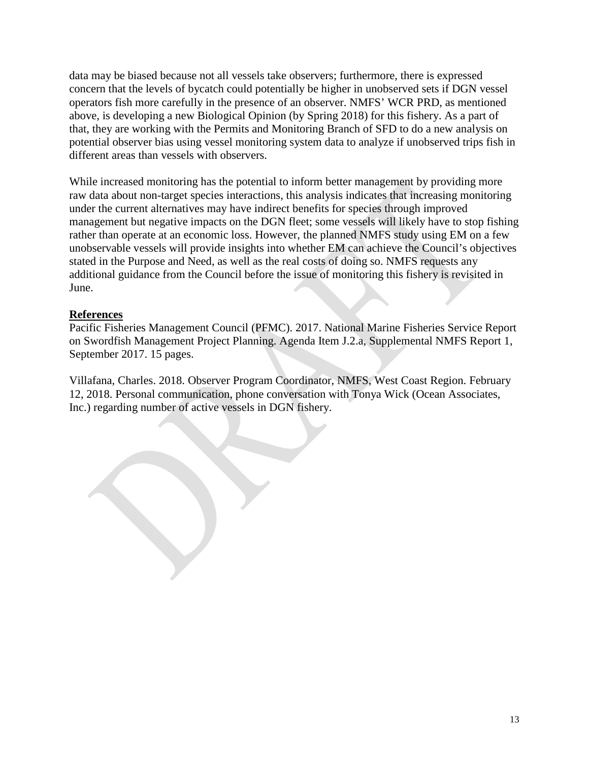data may be biased because not all vessels take observers; furthermore, there is expressed concern that the levels of bycatch could potentially be higher in unobserved sets if DGN vessel operators fish more carefully in the presence of an observer. NMFS' WCR PRD, as mentioned above, is developing a new Biological Opinion (by Spring 2018) for this fishery. As a part of that, they are working with the Permits and Monitoring Branch of SFD to do a new analysis on potential observer bias using vessel monitoring system data to analyze if unobserved trips fish in different areas than vessels with observers.

While increased monitoring has the potential to inform better management by providing more raw data about non-target species interactions, this analysis indicates that increasing monitoring under the current alternatives may have indirect benefits for species through improved management but negative impacts on the DGN fleet; some vessels will likely have to stop fishing rather than operate at an economic loss. However, the planned NMFS study using EM on a few unobservable vessels will provide insights into whether EM can achieve the Council's objectives stated in the Purpose and Need, as well as the real costs of doing so. NMFS requests any additional guidance from the Council before the issue of monitoring this fishery is revisited in June.

**References**

Pacific Fisheries Management Council (PFMC). 2017. National Marine Fisheries Service Report on Swordfish Management Project Planning. Agenda Item J.2.a, Supplemental NMFS Report 1, September 2017. 15 pages.

Villafana, Charles. 2018. Observer Program Coordinator, NMFS, West Coast Region. February 12, 2018. Personal communication, phone conversation with Tonya Wick (Ocean Associates, Inc.) regarding number of active vessels in DGN fishery.